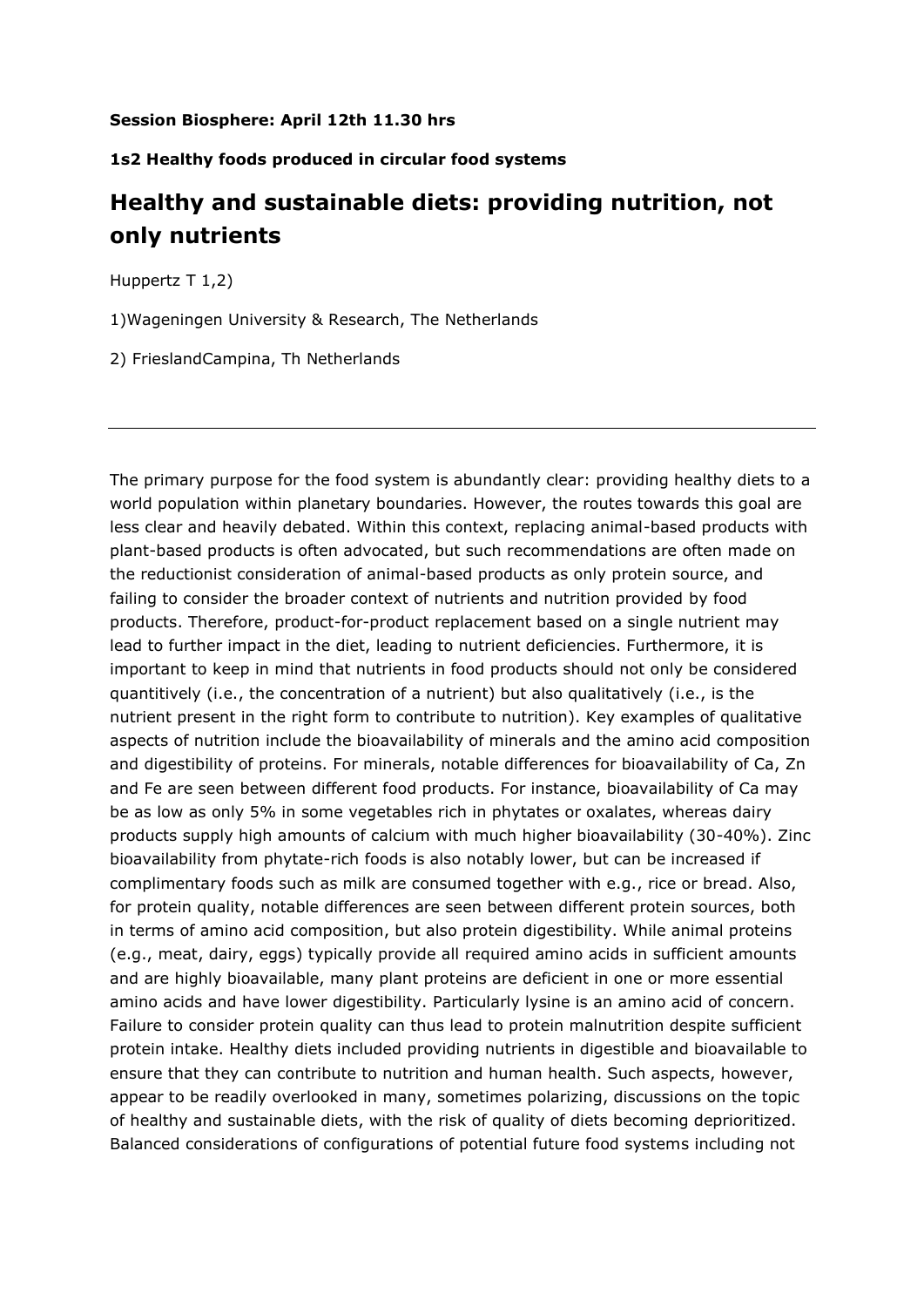**Session Biosphere: April 12th 11.30 hrs**

**1s2 Healthy foods produced in circular food systems**

# Healthy and sustainable diets: providing nutrition, not only nutrients

Huppertz T 1,2)

1)Wageningen University & Research, The Netherlands

2) FrieslandCampina, Th Netherlands

---

The primary purpose for the food system is abundantly clear: providing healthy diets to a world population within planetary boundaries. However, the routes towards this goal are less clear and heavily debated. Within this context, replacing animal-based products with plant-based products is often advocated, but such recommendations are often made on the reductionist consideration of animal-based products as only protein source, and failing to consider the broader context of nutrients and nutrition provided by food products. Therefore, product-for-product replacement based on a single nutrient may lead to further impact in the diet, leading to nutrient deficiencies. Furthermore, it is important to keep in mind that nutrients in food products should not only be considered quantitively (i.e., the concentration of a nutrient) but also qualitatively (i.e., is the nutrient present in the right form to contribute to nutrition). Key examples of qualitative aspects of nutrition include the bioavailability of minerals and the amino acid composition and digestibility of proteins. For minerals, notable differences for bioavailability of Ca, Zn and Fe are seen between different food products. For instance, bioavailability of Ca may be as low as only 5% in some vegetables rich in phytates or oxalates, whereas dairy products supply high amounts of calcium with much higher bioavailability (30-40%). Zinc bioavailability from phytate-rich foods is also notably lower, but can be increased if complimentary foods such as milk are consumed together with e.g., rice or bread. Also, for protein quality, notable differences are seen between different protein sources, both in terms of amino acid composition, but also protein digestibility. While animal proteins (e.g., meat, dairy, eggs) typically provide all required amino acids in sufficient amounts and are highly bioavailable, many plant proteins are deficient in one or more essential amino acids and have lower digestibility. Particularly lysine is an amino acid of concern. Failure to consider protein quality can thus lead to protein malnutrition despite sufficient protein intake. Healthy diets included providing nutrients in digestible and bioavailable to ensure that they can contribute to nutrition and human health. Such aspects, however, appear to be readily overlooked in many, sometimes polarizing, discussions on the topic of healthy and sustainable diets, with the risk of quality of diets becoming deprioritized. Balanced considerations of configurations of potential future food systems including not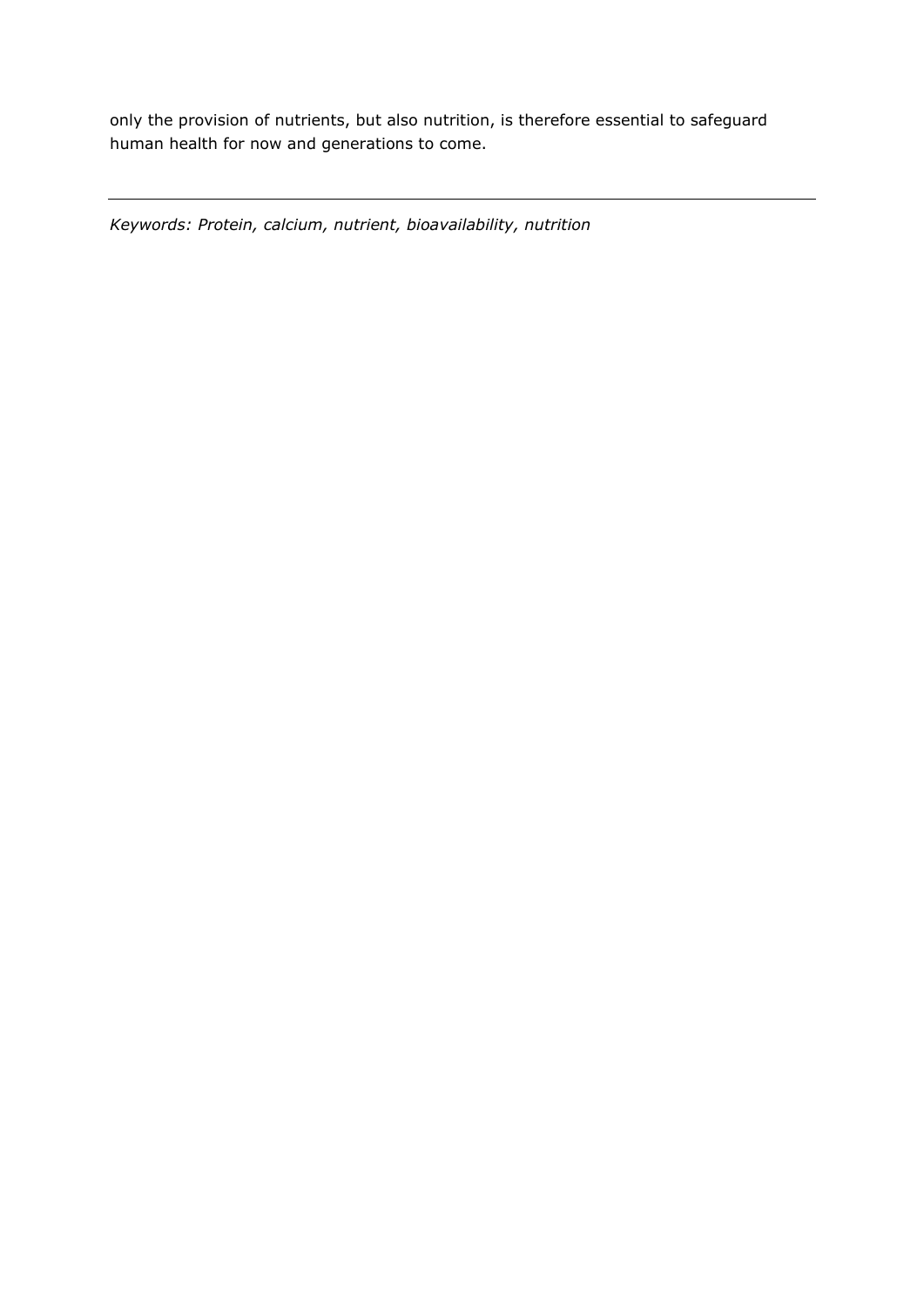only the provision of nutrients, but also nutrition, is therefore essential to safeguard human health for now and generations to come.

---

*Keywords: Protein, calcium, nutrient, bioavailability, nutrition*